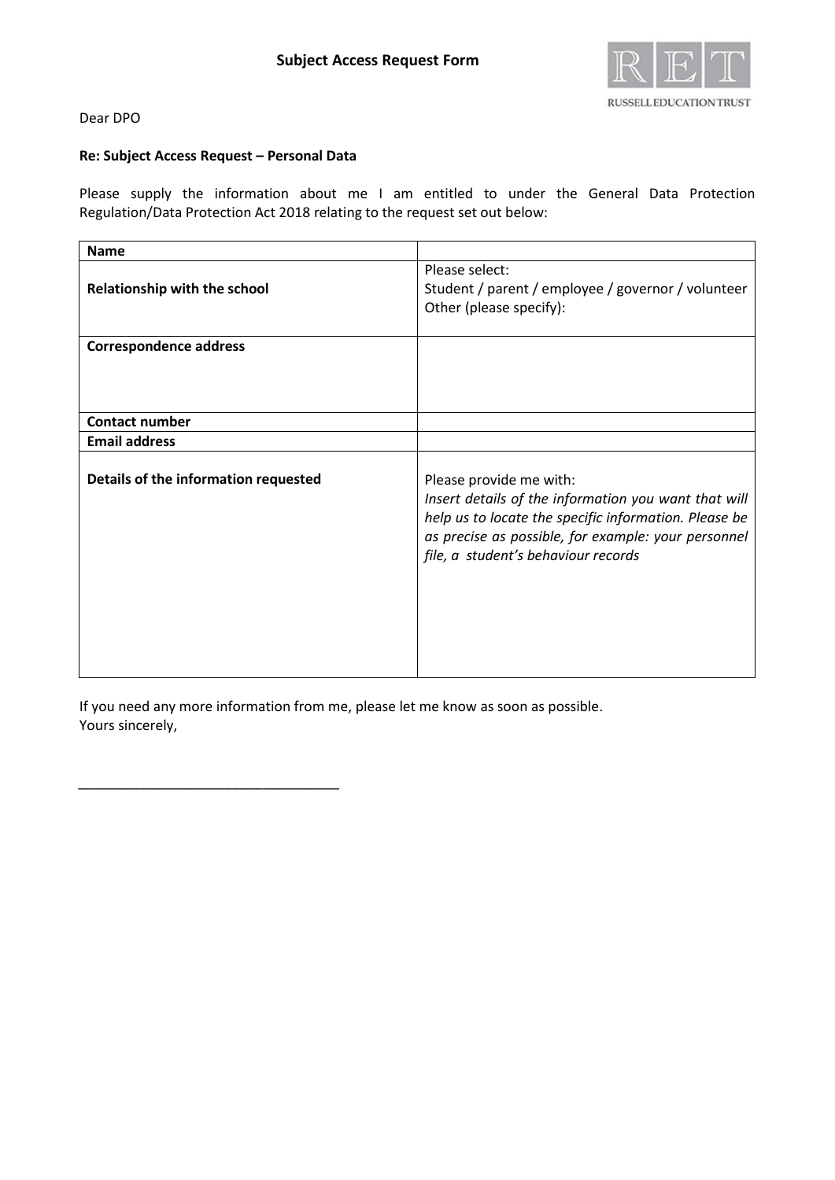# Subject Access Request Form

RUSSELL EDUCATION TRUST

Dear DPO

**Re: Subject Access Request – Personal Data**

Please supply the information about me I am entitled to under the General Data Protection Regulation/Data Protection Act 2018 relating to the request set out below:

| **Name** | |
|---|---|
| **Relationship with the school** | Please select:<br>Student / parent / employee / governor / volunteer<br>Other (please specify): |
| **Correspondence address** | |
| **Contact number** | |
| **Email address** | |
| **Details of the information requested** | Please provide me with:<br>*Insert details of the information you want that will help us to locate the specific information. Please be as precise as possible, for example: your personnel file, a student's behaviour records* |

If you need any more information from me, please let me know as soon as possible.
Yours sincerely,

___________________________________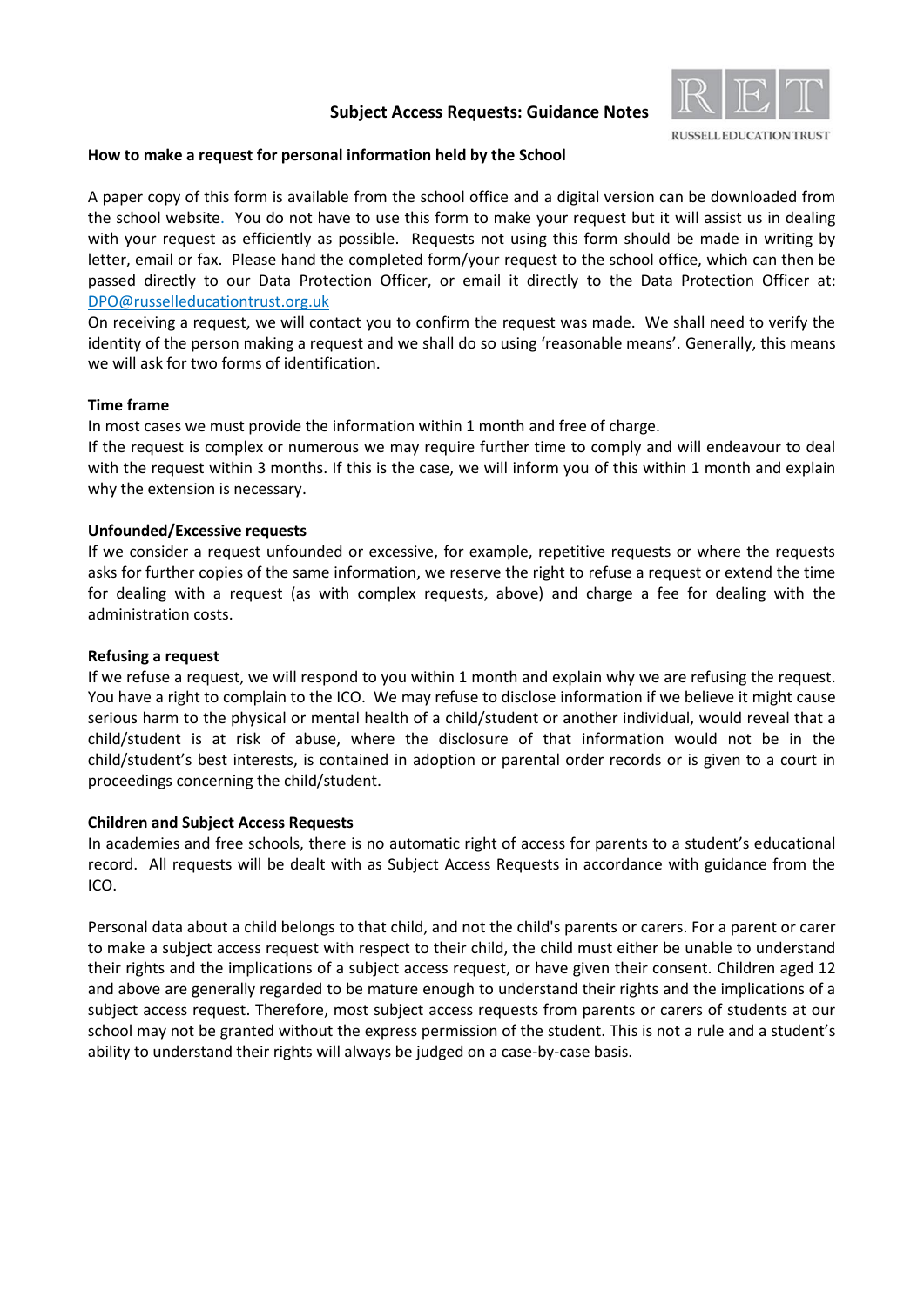# Subject Access Requests: Guidance Notes

RUSSELL EDUCATION TRUST

**How to make a request for personal information held by the School**

A paper copy of this form is available from the school office and a digital version can be downloaded from the school website. You do not have to use this form to make your request but it will assist us in dealing with your request as efficiently as possible. Requests not using this form should be made in writing by letter, email or fax. Please hand the completed form/your request to the school office, which can then be passed directly to our Data Protection Officer, or email it directly to the Data Protection Officer at: DPO@russelleducationtrust.org.uk

On receiving a request, we will contact you to confirm the request was made. We shall need to verify the identity of the person making a request and we shall do so using 'reasonable means'. Generally, this means we will ask for two forms of identification.

**Time frame**

In most cases we must provide the information within 1 month and free of charge.

If the request is complex or numerous we may require further time to comply and will endeavour to deal with the request within 3 months. If this is the case, we will inform you of this within 1 month and explain why the extension is necessary.

**Unfounded/Excessive requests**

If we consider a request unfounded or excessive, for example, repetitive requests or where the requests asks for further copies of the same information, we reserve the right to refuse a request or extend the time for dealing with a request (as with complex requests, above) and charge a fee for dealing with the administration costs.

**Refusing a request**

If we refuse a request, we will respond to you within 1 month and explain why we are refusing the request. You have a right to complain to the ICO. We may refuse to disclose information if we believe it might cause serious harm to the physical or mental health of a child/student or another individual, would reveal that a child/student is at risk of abuse, where the disclosure of that information would not be in the child/student's best interests, is contained in adoption or parental order records or is given to a court in proceedings concerning the child/student.

**Children and Subject Access Requests**

In academies and free schools, there is no automatic right of access for parents to a student's educational record. All requests will be dealt with as Subject Access Requests in accordance with guidance from the ICO.

Personal data about a child belongs to that child, and not the child's parents or carers. For a parent or carer to make a subject access request with respect to their child, the child must either be unable to understand their rights and the implications of a subject access request, or have given their consent. Children aged 12 and above are generally regarded to be mature enough to understand their rights and the implications of a subject access request. Therefore, most subject access requests from parents or carers of students at our school may not be granted without the express permission of the student. This is not a rule and a student's ability to understand their rights will always be judged on a case-by-case basis.